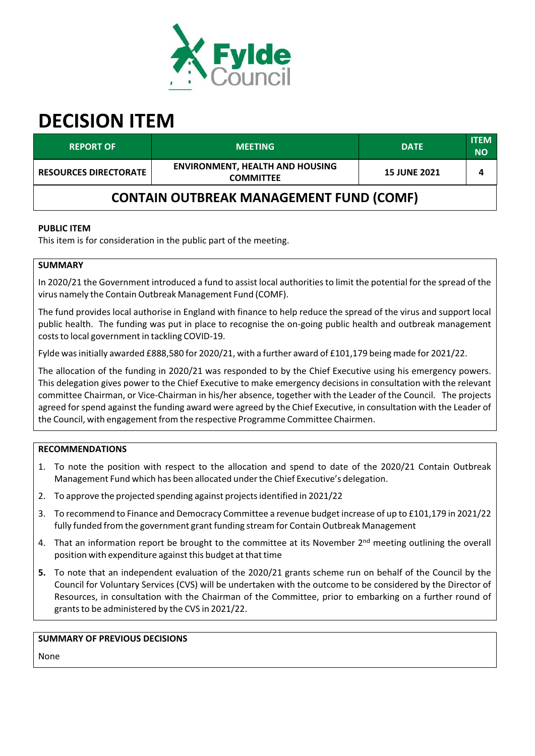# DECISION ITEM

| REPORT OF | MEETING | DATE | ITEM NO |
|---|---|---|---|
| RESOURCES DIRECTORATE | ENVIRONMENT, HEALTH AND HOUSING COMMITTEE | 15 JUNE 2021 | 4 |

## CONTAIN OUTBREAK MANAGEMENT FUND (COMF)

**PUBLIC ITEM**

This item is for consideration in the public part of the meeting.

**SUMMARY**

In 2020/21 the Government introduced a fund to assist local authorities to limit the potential for the spread of the virus namely the Contain Outbreak Management Fund (COMF).

The fund provides local authorise in England with finance to help reduce the spread of the virus and support local public health. The funding was put in place to recognise the on-going public health and outbreak management costs to local government in tackling COVID-19.

Fylde was initially awarded £888,580 for 2020/21, with a further award of £101,179 being made for 2021/22.

The allocation of the funding in 2020/21 was responded to by the Chief Executive using his emergency powers. This delegation gives power to the Chief Executive to make emergency decisions in consultation with the relevant committee Chairman, or Vice-Chairman in his/her absence, together with the Leader of the Council. The projects agreed for spend against the funding award were agreed by the Chief Executive, in consultation with the Leader of the Council, with engagement from the respective Programme Committee Chairmen.

**RECOMMENDATIONS**

1. To note the position with respect to the allocation and spend to date of the 2020/21 Contain Outbreak Management Fund which has been allocated under the Chief Executive's delegation.
2. To approve the projected spending against projects identified in 2021/22
3. To recommend to Finance and Democracy Committee a revenue budget increase of up to £101,179 in 2021/22 fully funded from the government grant funding stream for Contain Outbreak Management
4. That an information report be brought to the committee at its November 2nd meeting outlining the overall position with expenditure against this budget at that time
5. To note that an independent evaluation of the 2020/21 grants scheme run on behalf of the Council by the Council for Voluntary Services (CVS) will be undertaken with the outcome to be considered by the Director of Resources, in consultation with the Chairman of the Committee, prior to embarking on a further round of grants to be administered by the CVS in 2021/22.

**SUMMARY OF PREVIOUS DECISIONS**

None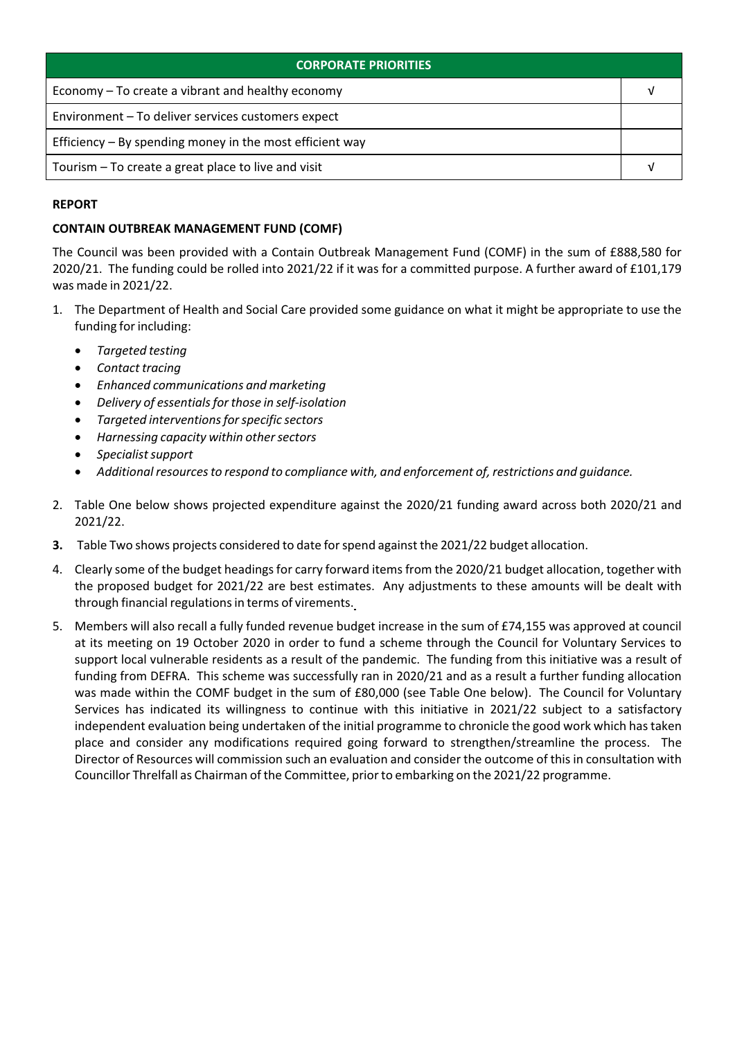| CORPORATE PRIORITIES | |
|---|---|
| Economy – To create a vibrant and healthy economy | √ |
| Environment – To deliver services customers expect | |
| Efficiency – By spending money in the most efficient way | |
| Tourism – To create a great place to live and visit | √ |

**REPORT**

**CONTAIN OUTBREAK MANAGEMENT FUND (COMF)**

The Council was been provided with a Contain Outbreak Management Fund (COMF) in the sum of £888,580 for 2020/21. The funding could be rolled into 2021/22 if it was for a committed purpose. A further award of £101,179 was made in 2021/22.

1. The Department of Health and Social Care provided some guidance on what it might be appropriate to use the funding for including:
   - *Targeted testing*
   - *Contact tracing*
   - *Enhanced communications and marketing*
   - *Delivery of essentials for those in self-isolation*
   - *Targeted interventions for specific sectors*
   - *Harnessing capacity within other sectors*
   - *Specialist support*
   - *Additional resources to respond to compliance with, and enforcement of, restrictions and guidance.*
2. Table One below shows projected expenditure against the 2020/21 funding award across both 2020/21 and 2021/22.
3. Table Two shows projects considered to date for spend against the 2021/22 budget allocation.
4. Clearly some of the budget headings for carry forward items from the 2020/21 budget allocation, together with the proposed budget for 2021/22 are best estimates. Any adjustments to these amounts will be dealt with through financial regulations in terms of virements.
5. Members will also recall a fully funded revenue budget increase in the sum of £74,155 was approved at council at its meeting on 19 October 2020 in order to fund a scheme through the Council for Voluntary Services to support local vulnerable residents as a result of the pandemic. The funding from this initiative was a result of funding from DEFRA. This scheme was successfully ran in 2020/21 and as a result a further funding allocation was made within the COMF budget in the sum of £80,000 (see Table One below). The Council for Voluntary Services has indicated its willingness to continue with this initiative in 2021/22 subject to a satisfactory independent evaluation being undertaken of the initial programme to chronicle the good work which has taken place and consider any modifications required going forward to strengthen/streamline the process. The Director of Resources will commission such an evaluation and consider the outcome of this in consultation with Councillor Threlfall as Chairman of the Committee, prior to embarking on the 2021/22 programme.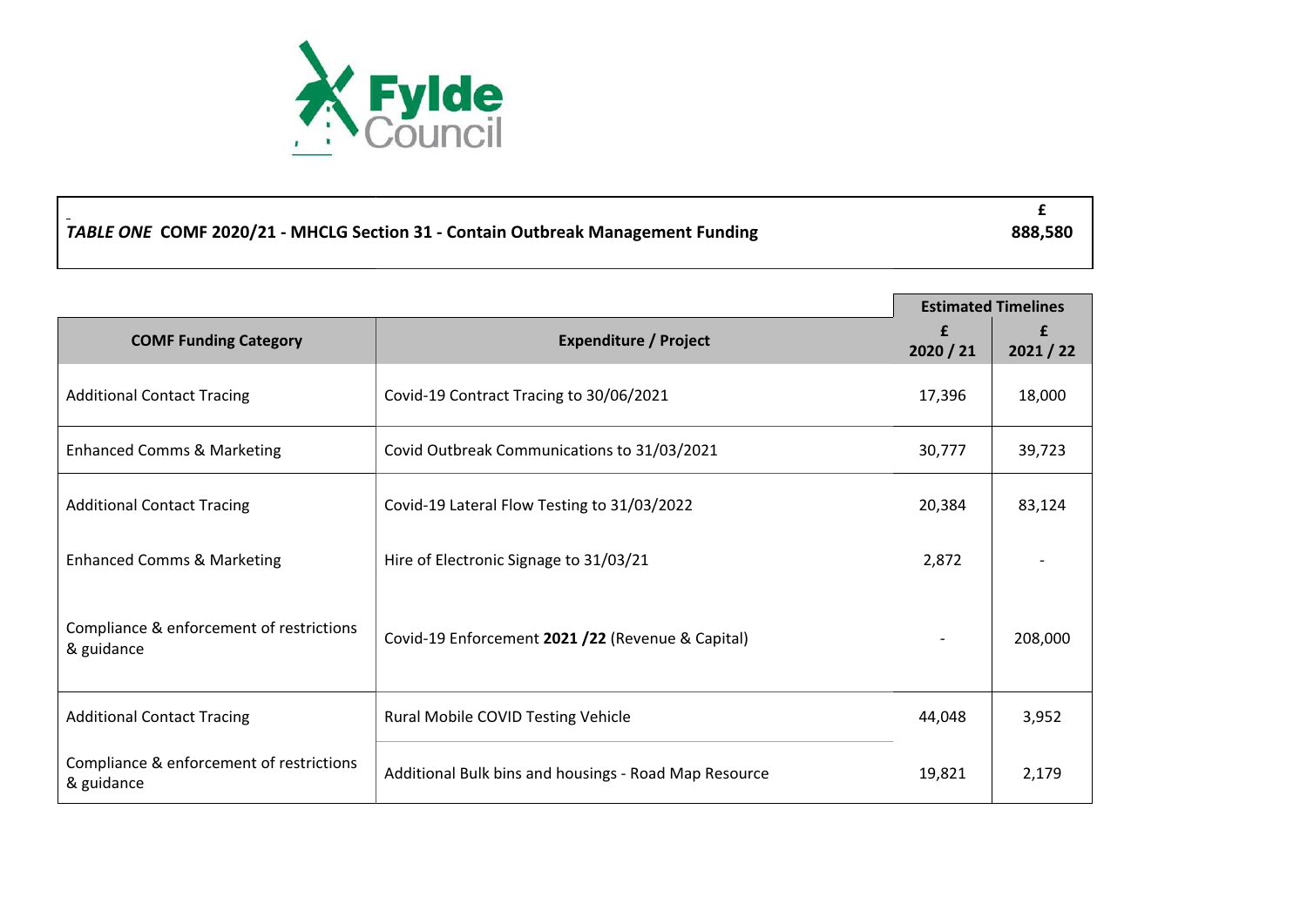Fylde Council

*TABLE ONE* **COMF 2020/21 - MHCLG Section 31 - Contain Outbreak Management Funding** **£ 888,580**

| COMF Funding Category | Expenditure / Project | Estimated Timelines £ 2020 / 21 | £ 2021 / 22 |
|---|---|---|---|
| Additional Contact Tracing | Covid-19 Contract Tracing to 30/06/2021 | 17,396 | 18,000 |
| Enhanced Comms & Marketing | Covid Outbreak Communications to 31/03/2021 | 30,777 | 39,723 |
| Additional Contact Tracing | Covid-19 Lateral Flow Testing to 31/03/2022 | 20,384 | 83,124 |
| Enhanced Comms & Marketing | Hire of Electronic Signage to 31/03/21 | 2,872 | - |
| Compliance & enforcement of restrictions & guidance | Covid-19 Enforcement **2021 /22** (Revenue & Capital) | - | 208,000 |
| Additional Contact Tracing | Rural Mobile COVID Testing Vehicle | 44,048 | 3,952 |
| Compliance & enforcement of restrictions & guidance | Additional Bulk bins and housings - Road Map Resource | 19,821 | 2,179 |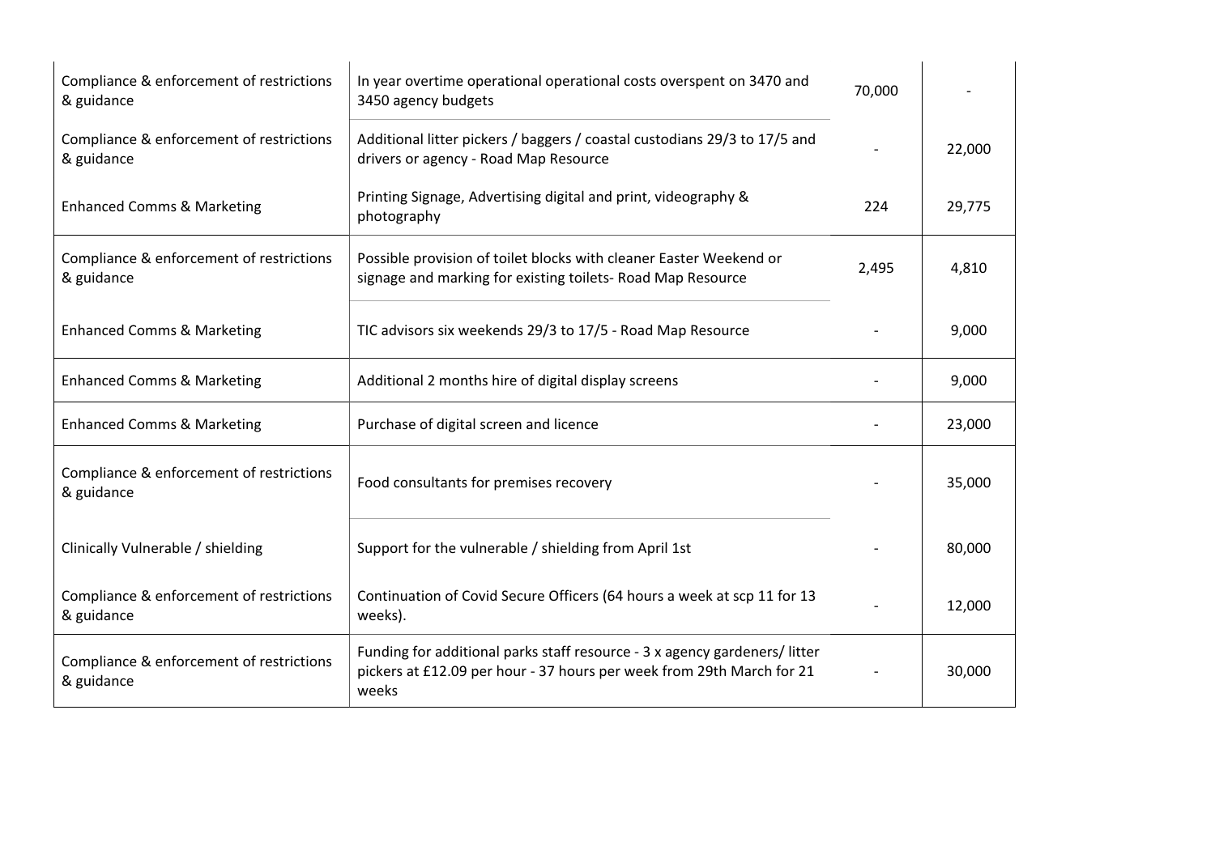| | | | |
|---|---|---|---|
| Compliance & enforcement of restrictions & guidance | In year overtime operational operational costs overspent on 3470 and 3450 agency budgets | 70,000 | - |
| Compliance & enforcement of restrictions & guidance | Additional litter pickers / baggers / coastal custodians 29/3 to 17/5 and drivers or agency - Road Map Resource | - | 22,000 |
| Enhanced Comms & Marketing | Printing Signage, Advertising digital and print, videography & photography | 224 | 29,775 |
| Compliance & enforcement of restrictions & guidance | Possible provision of toilet blocks with cleaner Easter Weekend or signage and marking for existing toilets- Road Map Resource | 2,495 | 4,810 |
| Enhanced Comms & Marketing | TIC advisors six weekends 29/3 to 17/5 - Road Map Resource | - | 9,000 |
| Enhanced Comms & Marketing | Additional 2 months hire of digital display screens | - | 9,000 |
| Enhanced Comms & Marketing | Purchase of digital screen and licence | - | 23,000 |
| Compliance & enforcement of restrictions & guidance | Food consultants for premises recovery | - | 35,000 |
| Clinically Vulnerable / shielding | Support for the vulnerable / shielding from April 1st | - | 80,000 |
| Compliance & enforcement of restrictions & guidance | Continuation of Covid Secure Officers (64 hours a week at scp 11 for 13 weeks). | - | 12,000 |
| Compliance & enforcement of restrictions & guidance | Funding for additional parks staff resource - 3 x agency gardeners/ litter pickers at £12.09 per hour - 37 hours per week from 29th March for 21 weeks | - | 30,000 |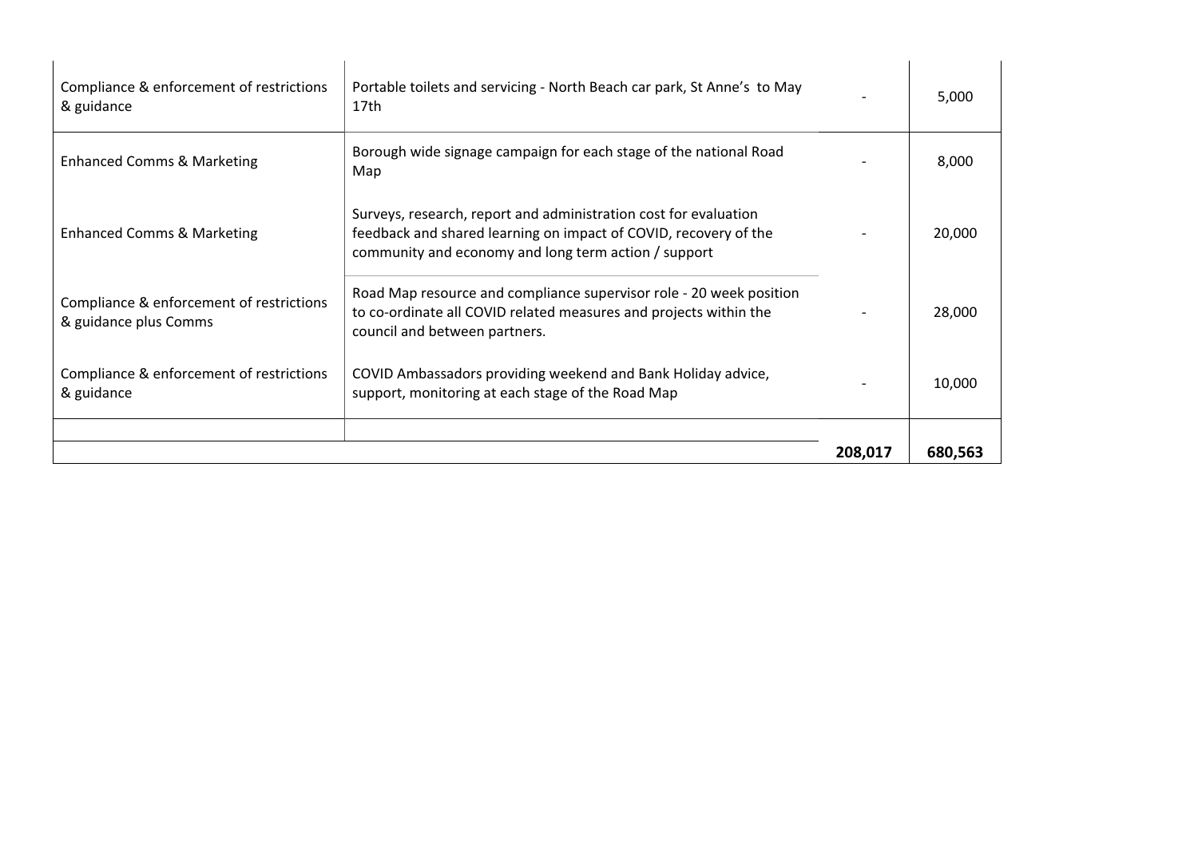| | | | |
|---|---|---|---|
| Compliance & enforcement of restrictions & guidance | Portable toilets and servicing - North Beach car park, St Anne's to May 17th | - | 5,000 |
| Enhanced Comms & Marketing | Borough wide signage campaign for each stage of the national Road Map | - | 8,000 |
| Enhanced Comms & Marketing | Surveys, research, report and administration cost for evaluation feedback and shared learning on impact of COVID, recovery of the community and economy and long term action / support | - | 20,000 |
| Compliance & enforcement of restrictions & guidance plus Comms | Road Map resource and compliance supervisor role - 20 week position to co-ordinate all COVID related measures and projects within the council and between partners. | - | 28,000 |
| Compliance & enforcement of restrictions & guidance | COVID Ambassadors providing weekend and Bank Holiday advice, support, monitoring at each stage of the Road Map | - | 10,000 |
| | | | |
| | | **208,017** | **680,563** |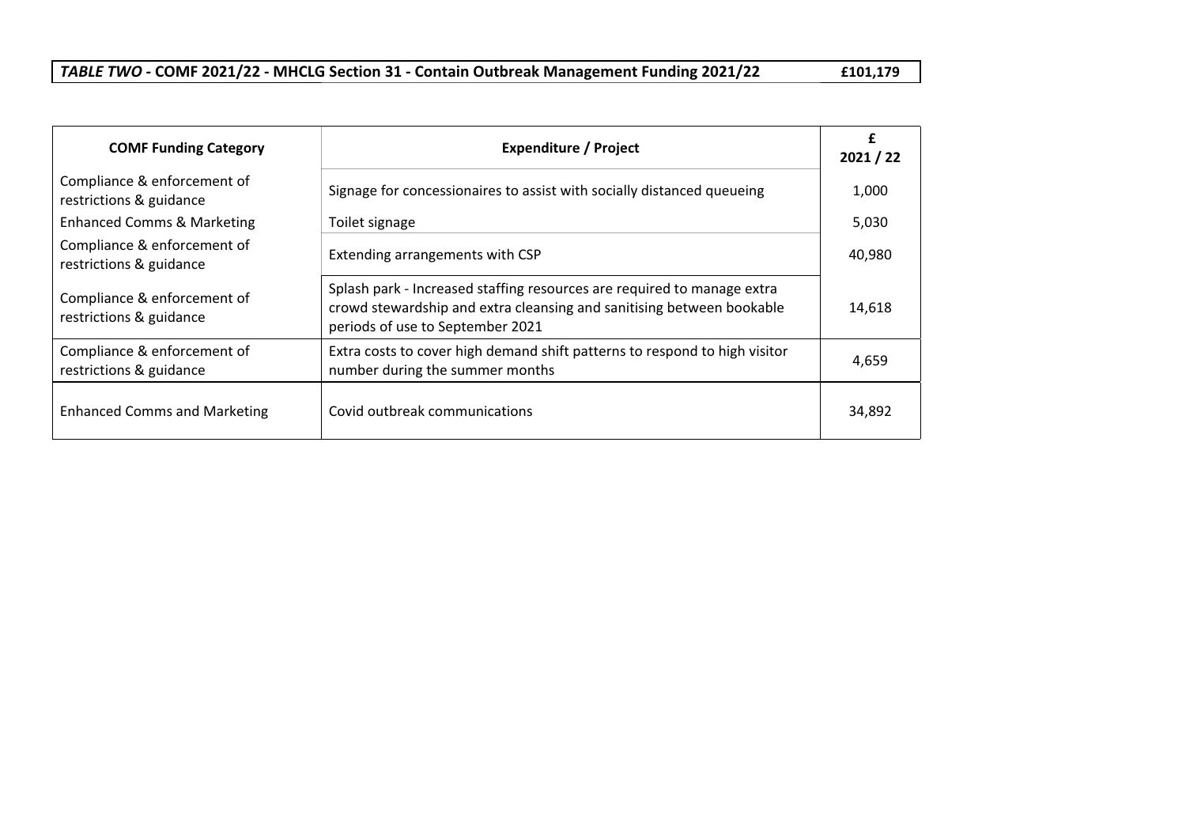| ***TABLE TWO*** **- COMF 2021/22 - MHCLG Section 31 - Contain Outbreak Management Funding 2021/22** | **£101,179** |
|---|---|

| **COMF Funding Category** | **Expenditure / Project** | **£ 2021 / 22** |
|---|---|---|
| Compliance & enforcement of restrictions & guidance | Signage for concessionaires to assist with socially distanced queueing | 1,000 |
| Enhanced Comms & Marketing | Toilet signage | 5,030 |
| Compliance & enforcement of restrictions & guidance | Extending arrangements with CSP | 40,980 |
| Compliance & enforcement of restrictions & guidance | Splash park - Increased staffing resources are required to manage extra crowd stewardship and extra cleansing and sanitising between bookable periods of use to September 2021 | 14,618 |
| Compliance & enforcement of restrictions & guidance | Extra costs to cover high demand shift patterns to respond to high visitor number during the summer months | 4,659 |
| Enhanced Comms and Marketing | Covid outbreak communications | 34,892 |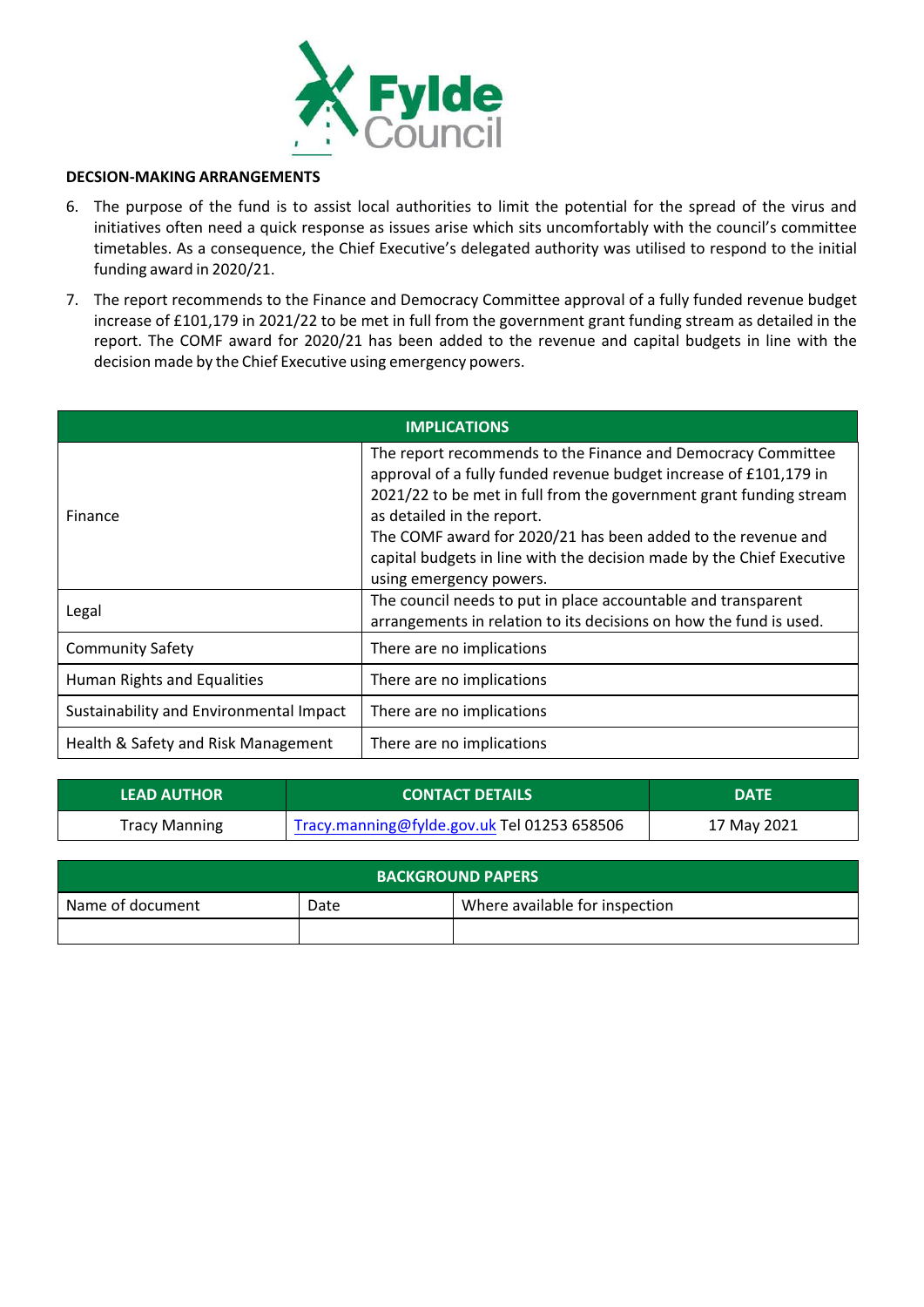Fylde Council

**DECSION-MAKING ARRANGEMENTS**

6. The purpose of the fund is to assist local authorities to limit the potential for the spread of the virus and initiatives often need a quick response as issues arise which sits uncomfortably with the council's committee timetables. As a consequence, the Chief Executive's delegated authority was utilised to respond to the initial funding award in 2020/21.

7. The report recommends to the Finance and Democracy Committee approval of a fully funded revenue budget increase of £101,179 in 2021/22 to be met in full from the government grant funding stream as detailed in the report. The COMF award for 2020/21 has been added to the revenue and capital budgets in line with the decision made by the Chief Executive using emergency powers.

| IMPLICATIONS | |
|---|---|
| Finance | The report recommends to the Finance and Democracy Committee approval of a fully funded revenue budget increase of £101,179 in 2021/22 to be met in full from the government grant funding stream as detailed in the report.<br>The COMF award for 2020/21 has been added to the revenue and capital budgets in line with the decision made by the Chief Executive using emergency powers. |
| Legal | The council needs to put in place accountable and transparent arrangements in relation to its decisions on how the fund is used. |
| Community Safety | There are no implications |
| Human Rights and Equalities | There are no implications |
| Sustainability and Environmental Impact | There are no implications |
| Health & Safety and Risk Management | There are no implications |

| LEAD AUTHOR | CONTACT DETAILS | DATE |
|---|---|---|
| Tracy Manning | Tracy.manning@fylde.gov.uk Tel 01253 658506 | 17 May 2021 |

| BACKGROUND PAPERS | | |
|---|---|---|
| Name of document | Date | Where available for inspection |
| | | |